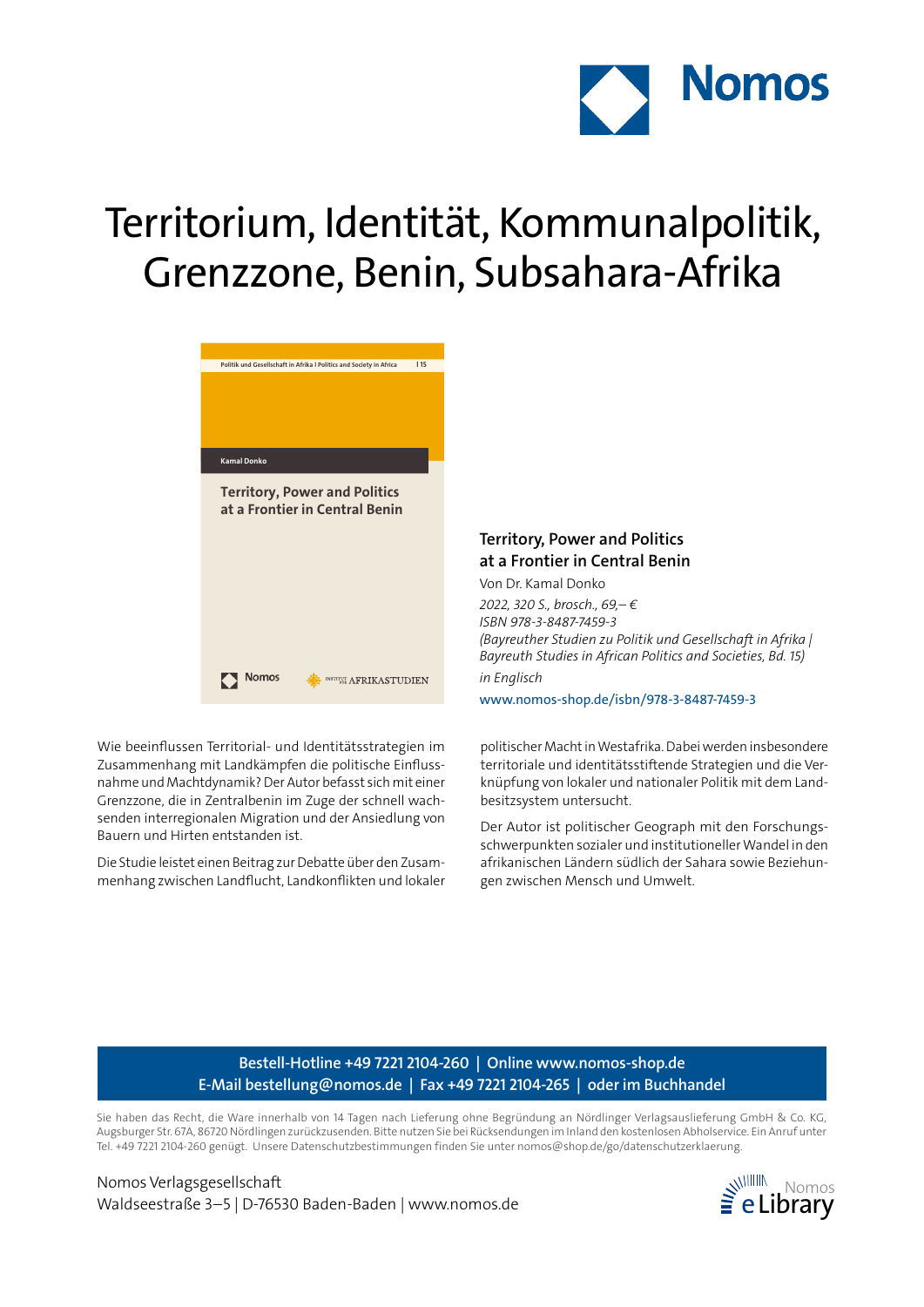Nomos

# Territorium, Identität, Kommunalpolitik, Grenzzone, Benin, Subsahara-Afrika

## Territory, Power and Politics at a Frontier in Central Benin

Von Dr. Kamal Donko

*2022, 320 S., brosch., 69,– €*
*ISBN 978-3-8487-7459-3*
*(Bayreuther Studien zu Politik und Gesellschaft in Afrika | Bayreuth Studies in African Politics and Societies, Bd. 15)*
*in Englisch*

www.nomos-shop.de/isbn/978-3-8487-7459-3

Wie beeinflussen Territorial- und Identitätsstrategien im Zusammenhang mit Landkämpfen die politische Einflussnahme und Machtdynamik? Der Autor befasst sich mit einer Grenzzone, die in Zentralbenin im Zuge der schnell wachsenden interregionalen Migration und der Ansiedlung von Bauern und Hirten entstanden ist.

Die Studie leistet einen Beitrag zur Debatte über den Zusammenhang zwischen Landflucht, Landkonflikten und lokaler politischer Macht in Westafrika. Dabei werden insbesondere territoriale und identitätsstiftende Strategien und die Verknüpfung von lokaler und nationaler Politik mit dem Landbesitzsystem untersucht.

Der Autor ist politischer Geograph mit den Forschungsschwerpunkten sozialer und institutioneller Wandel in den afrikanischen Ländern südlich der Sahara sowie Beziehungen zwischen Mensch und Umwelt.

**Bestell-Hotline +49 7221 2104-260 | Online www.nomos-shop.de**
**E-Mail bestellung@nomos.de | Fax +49 7221 2104-265 | oder im Buchhandel**

Sie haben das Recht, die Ware innerhalb von 14 Tagen nach Lieferung ohne Begründung an Nördlinger Verlagsauslieferung GmbH & Co. KG, Augsburger Str. 67A, 86720 Nördlingen zurückzusenden. Bitte nutzen Sie bei Rücksendungen im Inland den kostenlosen Abholservice. Ein Anruf unter Tel. +49 7221 2104-260 genügt. Unsere Datenschutzbestimmungen finden Sie unter nomos@shop.de/go/datenschutzerklaerung.

Nomos Verlagsgesellschaft
Waldseestraße 3–5 | D-76530 Baden-Baden | www.nomos.de

Nomos eLibrary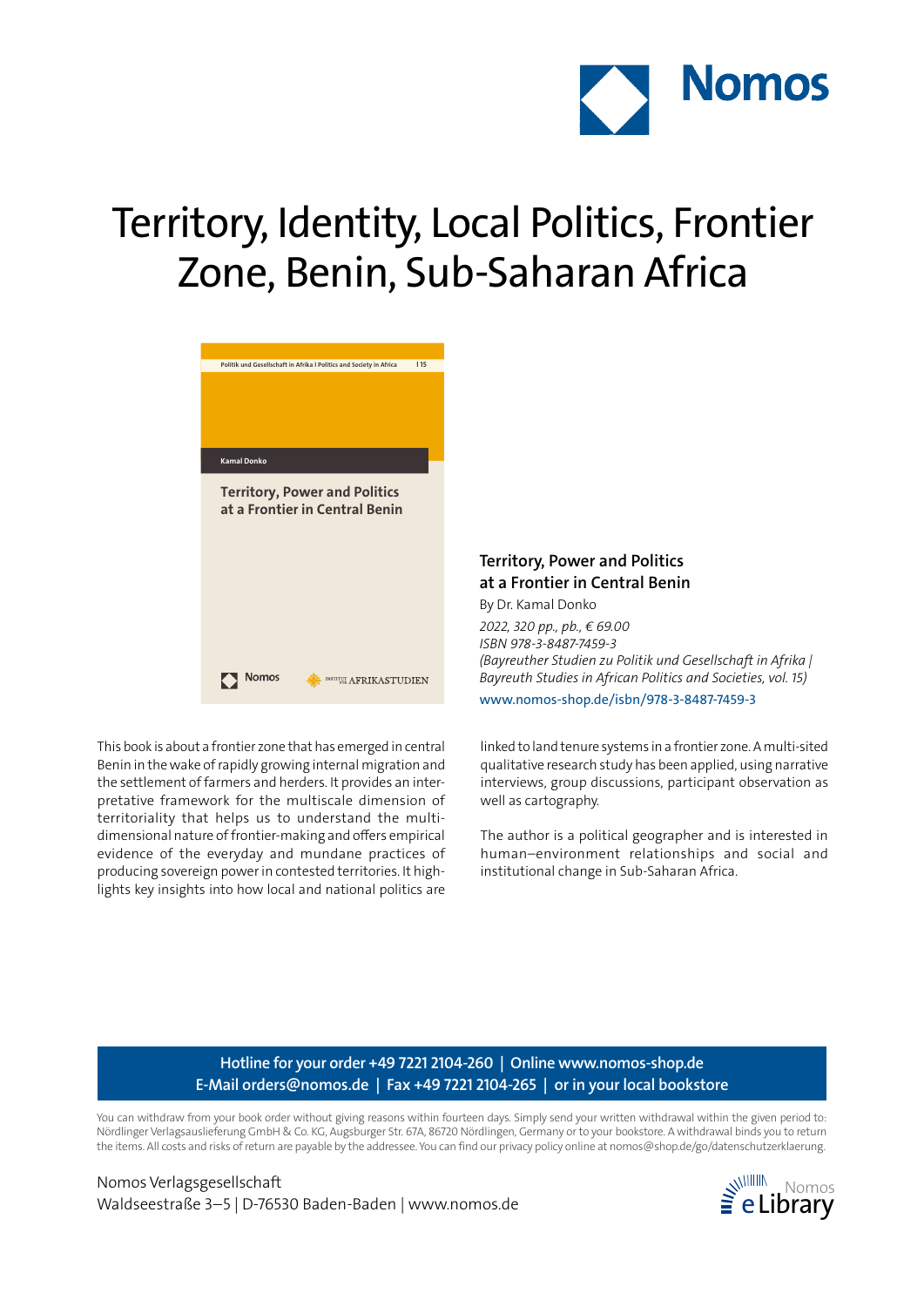# Territory, Identity, Local Politics, Frontier Zone, Benin, Sub-Saharan Africa

**Territory, Power and Politics at a Frontier in Central Benin**

By Dr. Kamal Donko

*2022, 320 pp., pb., € 69.00*
*ISBN 978-3-8487-7459-3*
*(Bayreuther Studien zu Politik und Gesellschaft in Afrika | Bayreuth Studies in African Politics and Societies, vol. 15)*

www.nomos-shop.de/isbn/978-3-8487-7459-3

This book is about a frontier zone that has emerged in central Benin in the wake of rapidly growing internal migration and the settlement of farmers and herders. It provides an interpretative framework for the multiscale dimension of territoriality that helps us to understand the multidimensional nature of frontier-making and offers empirical evidence of the everyday and mundane practices of producing sovereign power in contested territories. It highlights key insights into how local and national politics are linked to land tenure systems in a frontier zone. A multi-sited qualitative research study has been applied, using narrative interviews, group discussions, participant observation as well as cartography.

The author is a political geographer and is interested in human–environment relationships and social and institutional change in Sub-Saharan Africa.

**Hotline for your order +49 7221 2104-260 | Online www.nomos-shop.de**
**E-Mail orders@nomos.de | Fax +49 7221 2104-265 | or in your local bookstore**

You can withdraw from your book order without giving reasons within fourteen days. Simply send your written withdrawal within the given period to: Nördlinger Verlagsauslieferung GmbH & Co. KG, Augsburger Str. 67A, 86720 Nördlingen, Germany or to your bookstore. A withdrawal binds you to return the items. All costs and risks of return are payable by the addressee. You can find our privacy policy online at nomos@shop.de/go/datenschutzerklaerung.

Nomos Verlagsgesellschaft
Waldseestraße 3–5 | D-76530 Baden-Baden | www.nomos.de